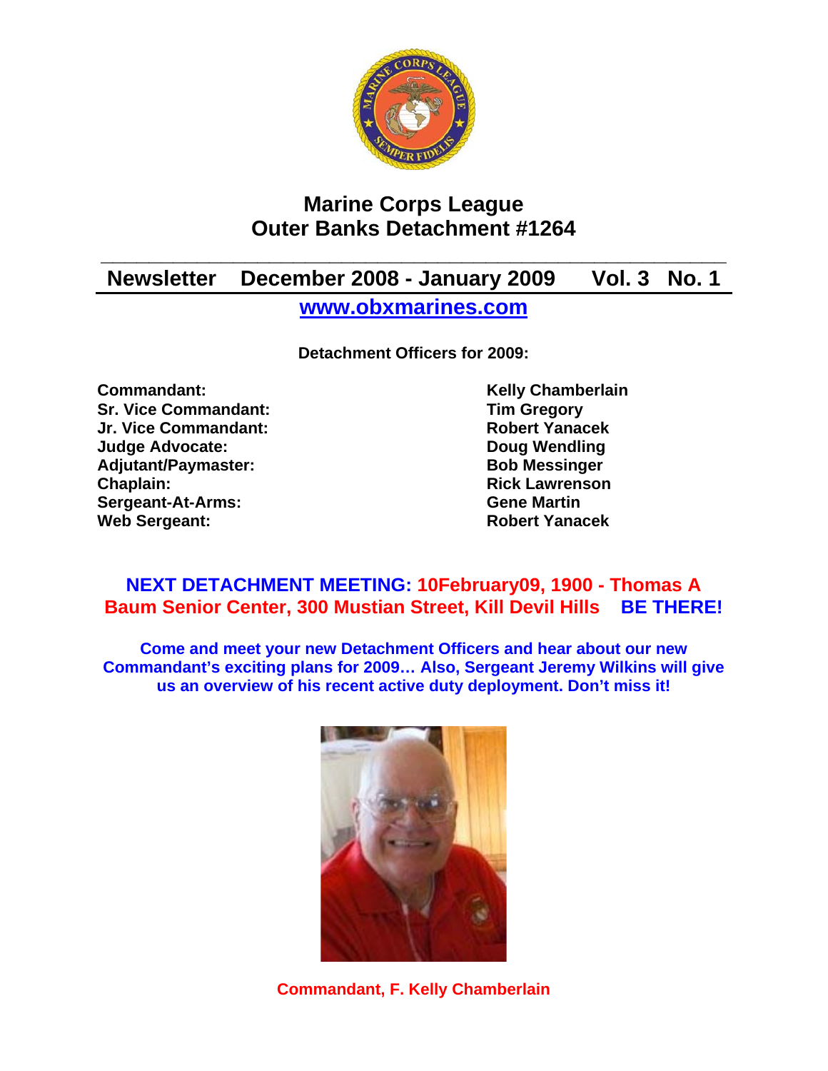# Marine Corps League
# Outer Banks Detachment #1264

## Newsletter December 2008 - January 2009 Vol. 3 No. 1

**www.obxmarines.com**

**Detachment Officers for 2009:**

| | |
|---|---|
| **Commandant:** | **Kelly Chamberlain** |
| **Sr. Vice Commandant:** | **Tim Gregory** |
| **Jr. Vice Commandant:** | **Robert Yanacek** |
| **Judge Advocate:** | **Doug Wendling** |
| **Adjutant/Paymaster:** | **Bob Messinger** |
| **Chaplain:** | **Rick Lawrenson** |
| **Sergeant-At-Arms:** | **Gene Martin** |
| **Web Sergeant:** | **Robert Yanacek** |

**NEXT DETACHMENT MEETING: 10February09, 1900 - Thomas A Baum Senior Center, 300 Mustian Street, Kill Devil Hills BE THERE!**

**Come and meet your new Detachment Officers and hear about our new Commandant's exciting plans for 2009… Also, Sergeant Jeremy Wilkins will give us an overview of his recent active duty deployment. Don't miss it!**

**Commandant, F. Kelly Chamberlain**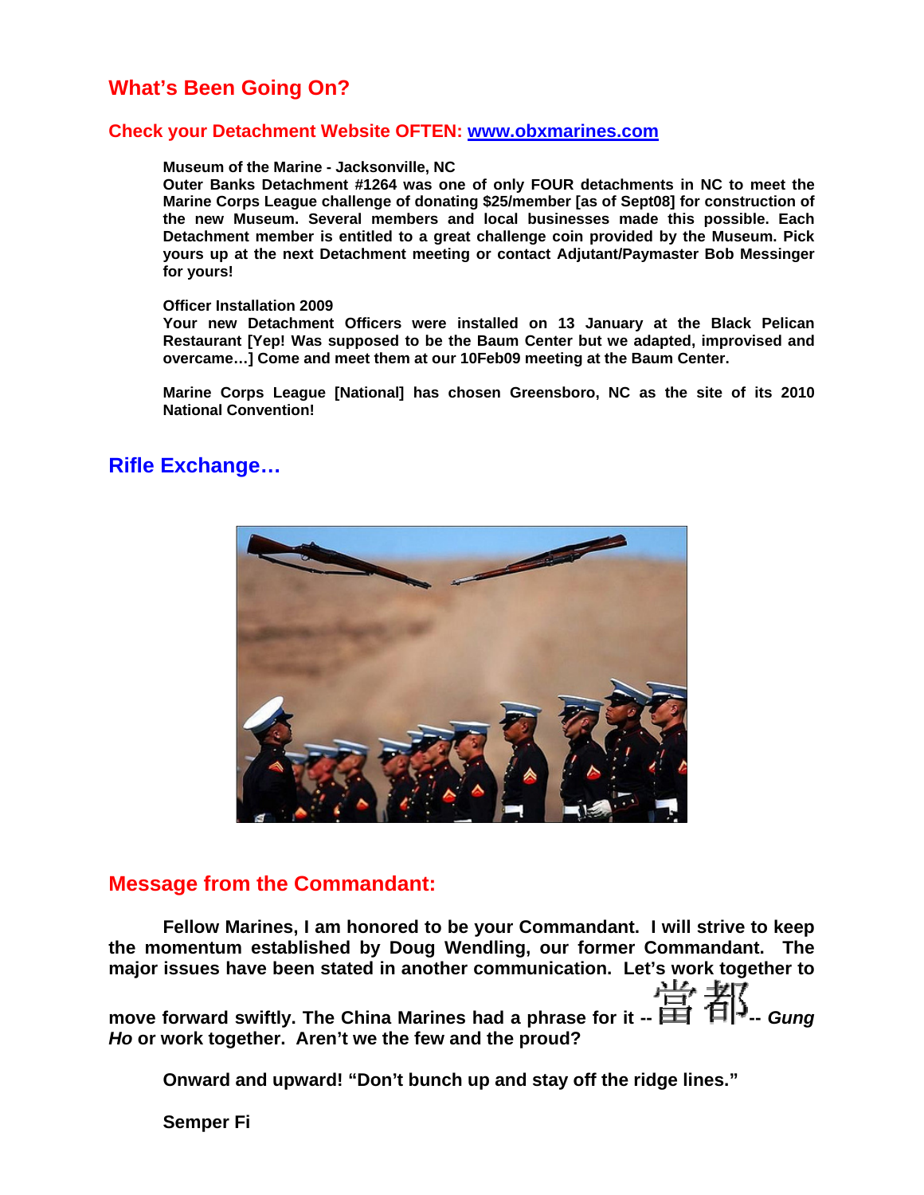## What's Been Going On?

### Check your Detachment Website OFTEN: www.obxmarines.com

**Museum of the Marine - Jacksonville, NC**
**Outer Banks Detachment #1264 was one of only FOUR detachments in NC to meet the Marine Corps League challenge of donating $25/member [as of Sept08] for construction of the new Museum. Several members and local businesses made this possible. Each Detachment member is entitled to a great challenge coin provided by the Museum. Pick yours up at the next Detachment meeting or contact Adjutant/Paymaster Bob Messinger for yours!**

**Officer Installation 2009**
**Your new Detachment Officers were installed on 13 January at the Black Pelican Restaurant [Yep! Was supposed to be the Baum Center but we adapted, improvised and overcame…] Come and meet them at our 10Feb09 meeting at the Baum Center.**

**Marine Corps League [National] has chosen Greensboro, NC as the site of its 2010 National Convention!**

## Rifle Exchange…

## Message from the Commandant:

**Fellow Marines, I am honored to be your Commandant. I will strive to keep the momentum established by Doug Wendling, our former Commandant. The major issues have been stated in another communication. Let's work together to move forward swiftly. The China Marines had a phrase for it -- 當都 -- *Gung Ho* or work together. Aren't we the few and the proud?**

**Onward and upward! "Don't bunch up and stay off the ridge lines."**

**Semper Fi**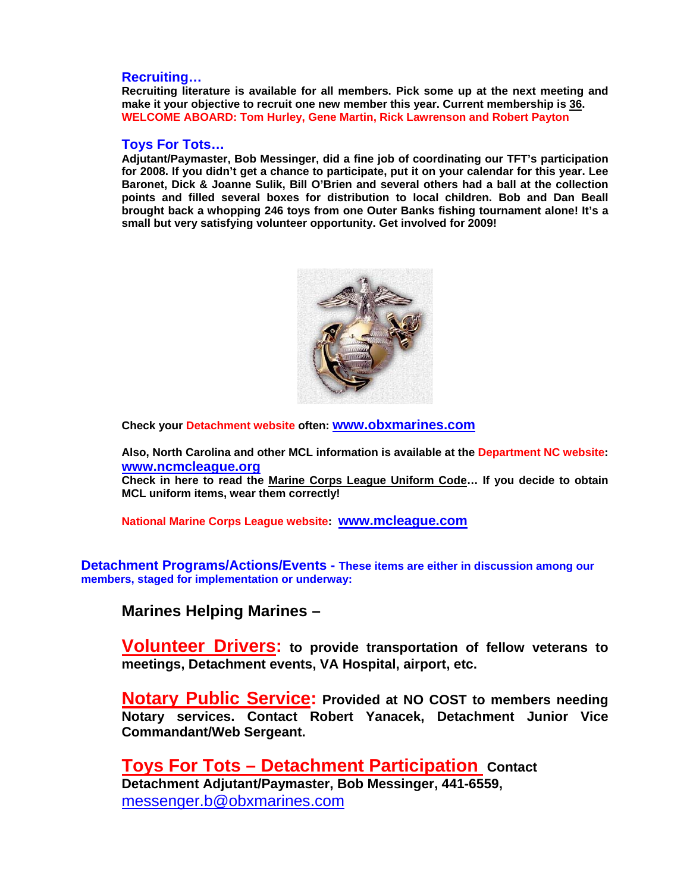### Recruiting…

**Recruiting literature is available for all members. Pick some up at the next meeting and make it your objective to recruit one new member this year. Current membership is 36.**
**WELCOME ABOARD: Tom Hurley, Gene Martin, Rick Lawrenson and Robert Payton**

### Toys For Tots…

**Adjutant/Paymaster, Bob Messinger, did a fine job of coordinating our TFT's participation for 2008. If you didn't get a chance to participate, put it on your calendar for this year. Lee Baronet, Dick & Joanne Sulik, Bill O'Brien and several others had a ball at the collection points and filled several boxes for distribution to local children. Bob and Dan Beall brought back a whopping 246 toys from one Outer Banks fishing tournament alone! It's a small but very satisfying volunteer opportunity. Get involved for 2009!**

**Check your Detachment website often: www.obxmarines.com**

**Also, North Carolina and other MCL information is available at the Department NC website: www.ncmcleague.org**
**Check in here to read the Marine Corps League Uniform Code… If you decide to obtain MCL uniform items, wear them correctly!**

**National Marine Corps League website: www.mcleague.com**

## Detachment Programs/Actions/Events - These items are either in discussion among our members, staged for implementation or underway:

### Marines Helping Marines –

**Volunteer Drivers: to provide transportation of fellow veterans to meetings, Detachment events, VA Hospital, airport, etc.**

**Notary Public Service: Provided at NO COST to members needing Notary services. Contact Robert Yanacek, Detachment Junior Vice Commandant/Web Sergeant.**

**Toys For Tots – Detachment Participation Contact Detachment Adjutant/Paymaster, Bob Messinger, 441-6559,** messenger.b@obxmarines.com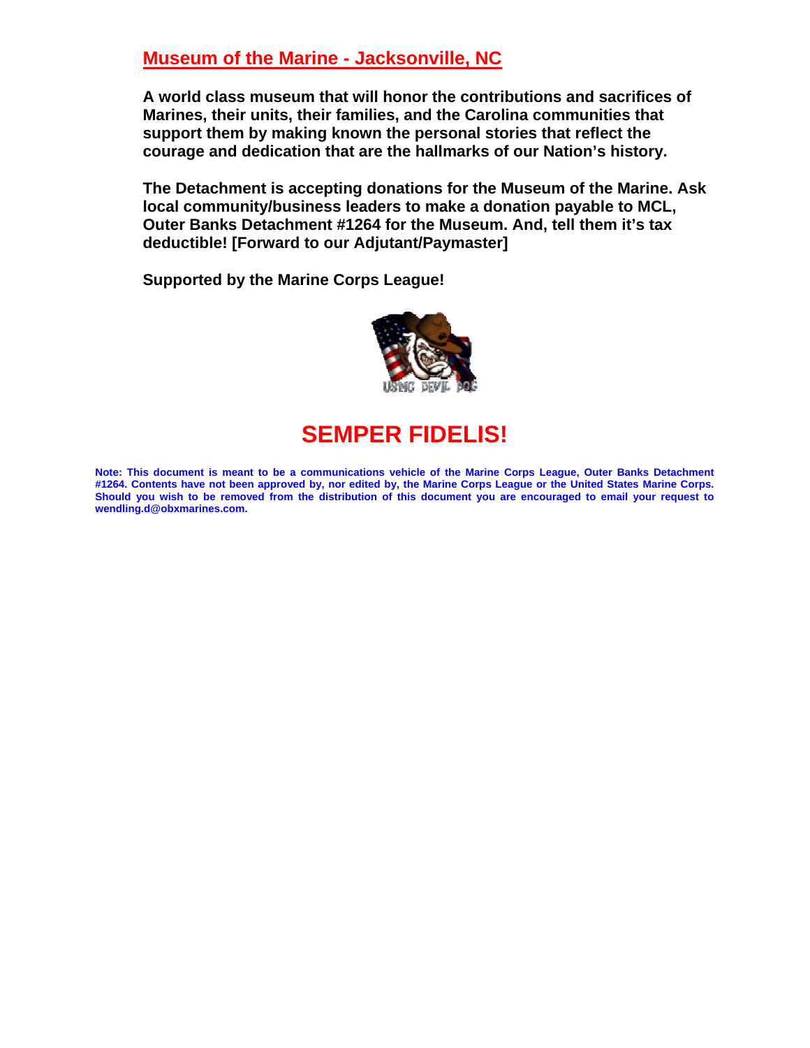## Museum of the Marine - Jacksonville, NC

**A world class museum that will honor the contributions and sacrifices of Marines, their units, their families, and the Carolina communities that support them by making known the personal stories that reflect the courage and dedication that are the hallmarks of our Nation's history.**

**The Detachment is accepting donations for the Museum of the Marine. Ask local community/business leaders to make a donation payable to MCL, Outer Banks Detachment #1264 for the Museum. And, tell them it's tax deductible! [Forward to our Adjutant/Paymaster]**

**Supported by the Marine Corps League!**

# SEMPER FIDELIS!

**Note: This document is meant to be a communications vehicle of the Marine Corps League, Outer Banks Detachment #1264. Contents have not been approved by, nor edited by, the Marine Corps League or the United States Marine Corps. Should you wish to be removed from the distribution of this document you are encouraged to email your request to wendling.d@obxmarines.com.**